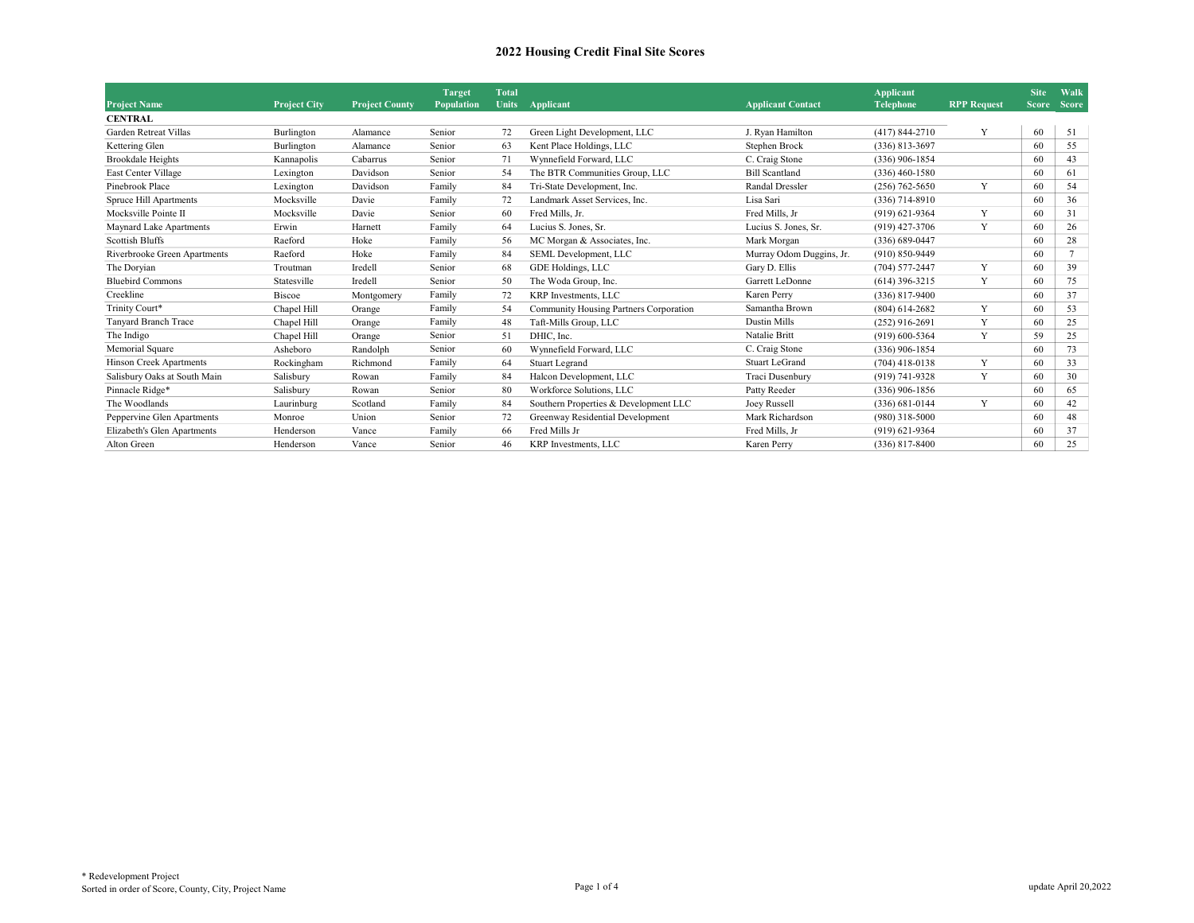# 2022 Housing Credit Final Site Scores

| Project Name | Project City | Project County | Target Population | Total Units | Applicant | Applicant Contact | Applicant Telephone | RPP Request | Site Score | Walk Score |
|---|---|---|---|---|---|---|---|---|---|---|
| **CENTRAL** | | | | | | | | | | |
| Garden Retreat Villas | Burlington | Alamance | Senior | 72 | Green Light Development, LLC | J. Ryan Hamilton | (417) 844-2710 | Y | 60 | 51 |
| Kettering Glen | Burlington | Alamance | Senior | 63 | Kent Place Holdings, LLC | Stephen Brock | (336) 813-3697 | | 60 | 55 |
| Brookdale Heights | Kannapolis | Cabarrus | Senior | 71 | Wynnefield Forward, LLC | C. Craig Stone | (336) 906-1854 | | 60 | 43 |
| East Center Village | Lexington | Davidson | Senior | 54 | The BTR Communities Group, LLC | Bill Scantland | (336) 460-1580 | | 60 | 61 |
| Pinebrook Place | Lexington | Davidson | Family | 84 | Tri-State Development, Inc. | Randal Dressler | (256) 762-5650 | Y | 60 | 54 |
| Spruce Hill Apartments | Mocksville | Davie | Family | 72 | Landmark Asset Services, Inc. | Lisa Sari | (336) 714-8910 | | 60 | 36 |
| Mocksville Pointe II | Mocksville | Davie | Senior | 60 | Fred Mills, Jr. | Fred Mills, Jr | (919) 621-9364 | Y | 60 | 31 |
| Maynard Lake Apartments | Erwin | Harnett | Family | 64 | Lucius S. Jones, Sr. | Lucius S. Jones, Sr. | (919) 427-3706 | Y | 60 | 26 |
| Scottish Bluffs | Raeford | Hoke | Family | 56 | MC Morgan & Associates, Inc. | Mark Morgan | (336) 689-0447 | | 60 | 28 |
| Riverbrooke Green Apartments | Raeford | Hoke | Family | 84 | SEML Development, LLC | Murray Odom Duggins, Jr. | (910) 850-9449 | | 60 | 7 |
| The Doryian | Troutman | Iredell | Senior | 68 | GDE Holdings, LLC | Gary D. Ellis | (704) 577-2447 | Y | 60 | 39 |
| Bluebird Commons | Statesville | Iredell | Senior | 50 | The Woda Group, Inc. | Garrett LeDonne | (614) 396-3215 | Y | 60 | 75 |
| Creekline | Biscoe | Montgomery | Family | 72 | KRP Investments, LLC | Karen Perry | (336) 817-9400 | | 60 | 37 |
| Trinity Court* | Chapel Hill | Orange | Family | 54 | Community Housing Partners Corporation | Samantha Brown | (804) 614-2682 | Y | 60 | 53 |
| Tanyard Branch Trace | Chapel Hill | Orange | Family | 48 | Taft-Mills Group, LLC | Dustin Mills | (252) 916-2691 | Y | 60 | 25 |
| The Indigo | Chapel Hill | Orange | Senior | 51 | DHIC, Inc. | Natalie Britt | (919) 600-5364 | Y | 59 | 25 |
| Memorial Square | Asheboro | Randolph | Senior | 60 | Wynnefield Forward, LLC | C. Craig Stone | (336) 906-1854 | | 60 | 73 |
| Hinson Creek Apartments | Rockingham | Richmond | Family | 64 | Stuart Legrand | Stuart LeGrand | (704) 418-0138 | Y | 60 | 33 |
| Salisbury Oaks at South Main | Salisbury | Rowan | Family | 84 | Halcon Development, LLC | Traci Dusenbury | (919) 741-9328 | Y | 60 | 30 |
| Pinnacle Ridge* | Salisbury | Rowan | Senior | 80 | Workforce Solutions, LLC | Patty Reeder | (336) 906-1856 | | 60 | 65 |
| The Woodlands | Laurinburg | Scotland | Family | 84 | Southern Properties & Development LLC | Joey Russell | (336) 681-0144 | Y | 60 | 42 |
| Peppervine Glen Apartments | Monroe | Union | Senior | 72 | Greenway Residential Development | Mark Richardson | (980) 318-5000 | | 60 | 48 |
| Elizabeth's Glen Apartments | Henderson | Vance | Family | 66 | Fred Mills Jr | Fred Mills, Jr | (919) 621-9364 | | 60 | 37 |
| Alton Green | Henderson | Vance | Senior | 46 | KRP Investments, LLC | Karen Perry | (336) 817-8400 | | 60 | 25 |

\* Redevelopment Project
Sorted in order of Score, County, City, Project Name

update April 20,2022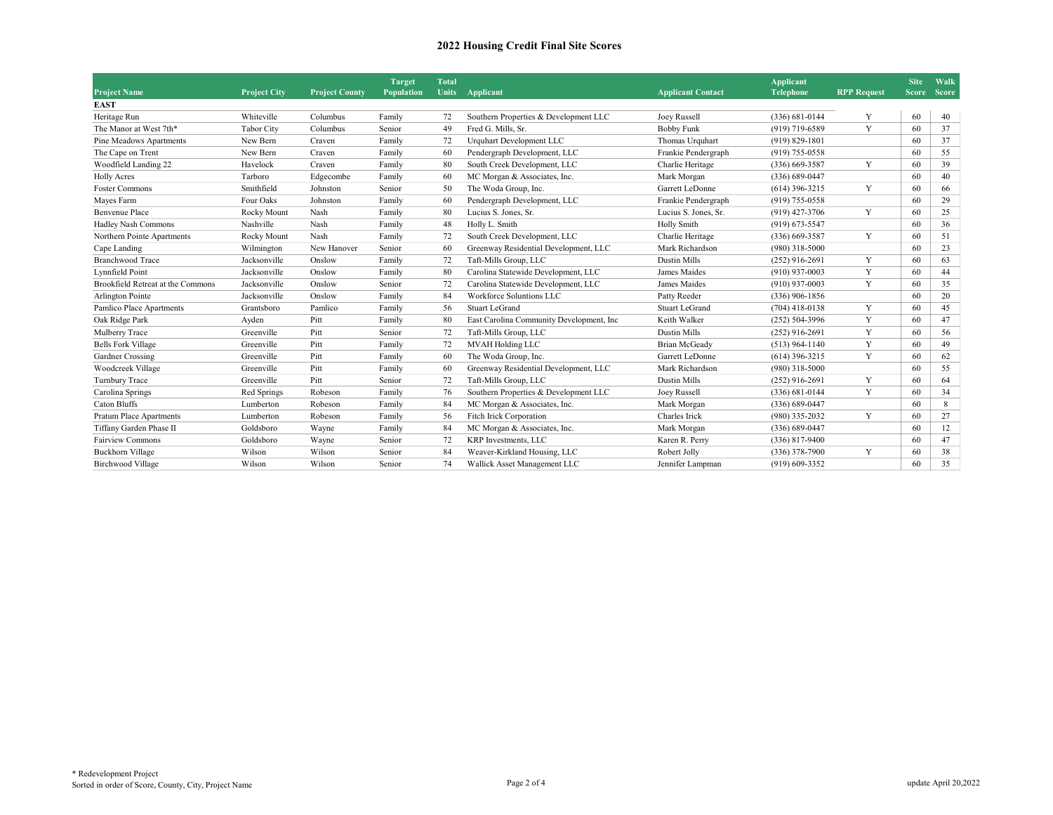# 2022 Housing Credit Final Site Scores

| Project Name | Project City | Project County | Target Population | Total Units | Applicant | Applicant Contact | Applicant Telephone | RPP Request | Site Score | Walk Score |
|---|---|---|---|---|---|---|---|---|---|---|
| **EAST** | | | | | | | | | | |
| Heritage Run | Whiteville | Columbus | Family | 72 | Southern Properties & Development LLC | Joey Russell | (336) 681-0144 | Y | 60 | 40 |
| The Manor at West 7th* | Tabor City | Columbus | Senior | 49 | Fred G. Mills, Sr. | Bobby Funk | (919) 719-6589 | Y | 60 | 37 |
| Pine Meadows Apartments | New Bern | Craven | Family | 72 | Urquhart Development LLC | Thomas Urquhart | (919) 829-1801 | | 60 | 37 |
| The Cape on Trent | New Bern | Craven | Family | 60 | Pendergraph Development, LLC | Frankie Pendergraph | (919) 755-0558 | | 60 | 55 |
| Woodfield Landing 22 | Havelock | Craven | Family | 80 | South Creek Development, LLC | Charlie Heritage | (336) 669-3587 | Y | 60 | 39 |
| Holly Acres | Tarboro | Edgecombe | Family | 60 | MC Morgan & Associates, Inc. | Mark Morgan | (336) 689-0447 | | 60 | 40 |
| Foster Commons | Smithfield | Johnston | Senior | 50 | The Woda Group, Inc. | Garrett LeDonne | (614) 396-3215 | Y | 60 | 66 |
| Mayes Farm | Four Oaks | Johnston | Family | 60 | Pendergraph Development, LLC | Frankie Pendergraph | (919) 755-0558 | | 60 | 29 |
| Benvenue Place | Rocky Mount | Nash | Family | 80 | Lucius S. Jones, Sr. | Lucius S. Jones, Sr. | (919) 427-3706 | Y | 60 | 25 |
| Hadley Nash Commons | Nashville | Nash | Family | 48 | Holly L. Smith | Holly Smith | (919) 673-5547 | | 60 | 36 |
| Northern Pointe Apartments | Rocky Mount | Nash | Family | 72 | South Creek Development, LLC | Charlie Heritage | (336) 669-3587 | Y | 60 | 51 |
| Cape Landing | Wilmington | New Hanover | Senior | 60 | Greenway Residential Development, LLC | Mark Richardson | (980) 318-5000 | | 60 | 23 |
| Branchwood Trace | Jacksonville | Onslow | Family | 72 | Taft-Mills Group, LLC | Dustin Mills | (252) 916-2691 | Y | 60 | 63 |
| Lynnfield Point | Jacksonville | Onslow | Family | 80 | Carolina Statewide Development, LLC | James Maides | (910) 937-0003 | Y | 60 | 44 |
| Brookfield Retreat at the Commons | Jacksonville | Onslow | Senior | 72 | Carolina Statewide Development, LLC | James Maides | (910) 937-0003 | Y | 60 | 35 |
| Arlington Pointe | Jacksonville | Onslow | Family | 84 | Workforce Soluntions LLC | Patty Reeder | (336) 906-1856 | | 60 | 20 |
| Pamlico Place Apartments | Grantsboro | Pamlico | Family | 56 | Stuart LeGrand | Stuart LeGrand | (704) 418-0138 | Y | 60 | 45 |
| Oak Ridge Park | Ayden | Pitt | Family | 80 | East Carolina Community Development, Inc | Keith Walker | (252) 504-3996 | Y | 60 | 47 |
| Mulberry Trace | Greenville | Pitt | Senior | 72 | Taft-Mills Group, LLC | Dustin Mills | (252) 916-2691 | Y | 60 | 56 |
| Bells Fork Village | Greenville | Pitt | Family | 72 | MVAH Holding LLC | Brian McGeady | (513) 964-1140 | Y | 60 | 49 |
| Gardner Crossing | Greenville | Pitt | Family | 60 | The Woda Group, Inc. | Garrett LeDonne | (614) 396-3215 | Y | 60 | 62 |
| Woodcreek Village | Greenville | Pitt | Family | 60 | Greenway Residential Development, LLC | Mark Richardson | (980) 318-5000 | | 60 | 55 |
| Turnbury Trace | Greenville | Pitt | Senior | 72 | Taft-Mills Group, LLC | Dustin Mills | (252) 916-2691 | Y | 60 | 64 |
| Carolina Springs | Red Springs | Robeson | Family | 76 | Southern Properties & Development LLC | Joey Russell | (336) 681-0144 | Y | 60 | 34 |
| Caton Bluffs | Lumberton | Robeson | Family | 84 | MC Morgan & Associates, Inc. | Mark Morgan | (336) 689-0447 | | 60 | 8 |
| Pratum Place Apartments | Lumberton | Robeson | Family | 56 | Fitch Irick Corporation | Charles Irick | (980) 335-2032 | Y | 60 | 27 |
| Tiffany Garden Phase II | Goldsboro | Wayne | Family | 84 | MC Morgan & Associates, Inc. | Mark Morgan | (336) 689-0447 | | 60 | 12 |
| Fairview Commons | Goldsboro | Wayne | Senior | 72 | KRP Investments, LLC | Karen R. Perry | (336) 817-9400 | | 60 | 47 |
| Buckhorn Village | Wilson | Wilson | Senior | 84 | Weaver-Kirkland Housing, LLC | Robert Jolly | (336) 378-7900 | Y | 60 | 38 |
| Birchwood Village | Wilson | Wilson | Senior | 74 | Wallick Asset Management LLC | Jennifer Lampman | (919) 609-3352 | | 60 | 35 |

\* Redevelopment Project
Sorted in order of Score, County, City, Project Name

update April 20,2022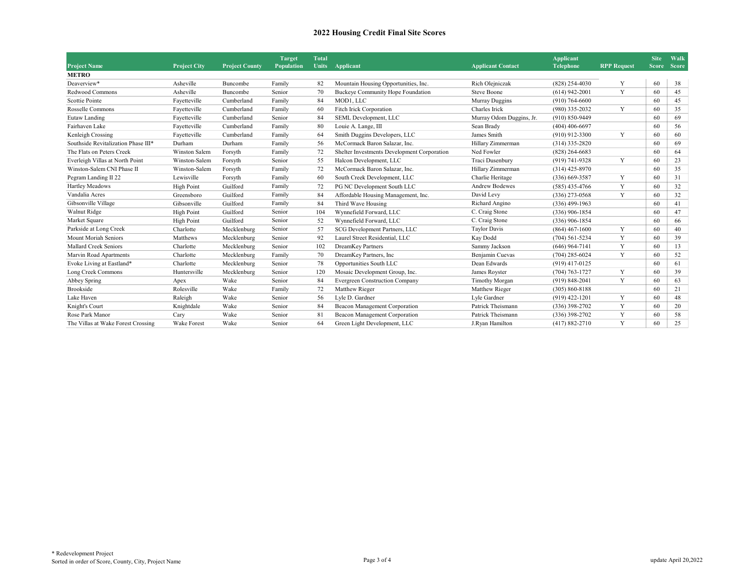# 2022 Housing Credit Final Site Scores

| Project Name | Project City | Project County | Target Population | Total Units | Applicant | Applicant Contact | Applicant Telephone | RPP Request | Site Score | Walk Score |
|---|---|---|---|---|---|---|---|---|---|---|
| **METRO** | | | | | | | | | | |
| Deaverview* | Asheville | Buncombe | Family | 82 | Mountain Housing Opportunities, Inc. | Rich Olejniczak | (828) 254-4030 | Y | 60 | 38 |
| Redwood Commons | Asheville | Buncombe | Senior | 70 | Buckeye Community Hope Foundation | Steve Boone | (614) 942-2001 | Y | 60 | 45 |
| Scottie Pointe | Fayetteville | Cumberland | Family | 84 | MOD1, LLC | Murray Duggins | (910) 764-6600 | | 60 | 45 |
| Rosselle Commons | Fayetteville | Cumberland | Family | 60 | Fitch Irick Corporation | Charles Irick | (980) 335-2032 | Y | 60 | 35 |
| Eutaw Landing | Fayetteville | Cumberland | Senior | 84 | SEML Development, LLC | Murray Odom Duggins, Jr. | (910) 850-9449 | | 60 | 69 |
| Fairhaven Lake | Fayetteville | Cumberland | Family | 80 | Louie A. Lange, III | Sean Brady | (404) 406-6697 | | 60 | 56 |
| Kenleigh Crossing | Fayetteville | Cumberland | Family | 64 | Smith Duggins Developers, LLC | James Smith | (910) 912-3300 | Y | 60 | 60 |
| Southside Revitalization Phase III* | Durham | Durham | Family | 56 | McCormack Baron Salazar, Inc. | Hillary Zimmerman | (314) 335-2820 | | 60 | 69 |
| The Flats on Peters Creek | Winston Salem | Forsyth | Family | 72 | Shelter Investments Development Corporation | Ned Fowler | (828) 264-6683 | | 60 | 64 |
| Everleigh Villas at North Point | Winston-Salem | Forsyth | Senior | 55 | Halcon Development, LLC | Traci Dusenbury | (919) 741-9328 | Y | 60 | 23 |
| Winston-Salem CNI Phase II | Winston-Salem | Forsyth | Family | 72 | McCormack Baron Salazar, Inc. | Hillary Zimmerman | (314) 425-8970 | | 60 | 35 |
| Pegram Landing II 22 | Lewisville | Forsyth | Family | 60 | South Creek Development, LLC | Charlie Heritage | (336) 669-3587 | Y | 60 | 31 |
| Hartley Meadows | High Point | Guilford | Family | 72 | PG NC Development South LLC | Andrew Bodewes | (585) 435-4766 | Y | 60 | 32 |
| Vandalia Acres | Greensboro | Guilford | Family | 84 | Affordable Housing Management, Inc. | David Levy | (336) 273-0568 | Y | 60 | 32 |
| Gibsonville Village | Gibsonville | Guilford | Family | 84 | Third Wave Housing | Richard Angino | (336) 499-1963 | | 60 | 41 |
| Walnut Ridge | High Point | Guilford | Senior | 104 | Wynnefield Forward, LLC | C. Craig Stone | (336) 906-1854 | | 60 | 47 |
| Market Square | High Point | Guilford | Senior | 52 | Wynnefield Forward, LLC | C. Craig Stone | (336) 906-1854 | | 60 | 66 |
| Parkside at Long Creek | Charlotte | Mecklenburg | Senior | 57 | SCG Development Partners, LLC | Taylor Davis | (864) 467-1600 | Y | 60 | 40 |
| Mount Moriah Seniors | Matthews | Mecklenburg | Senior | 92 | Laurel Street Residential, LLC | Kay Dodd | (704) 561-5234 | Y | 60 | 39 |
| Mallard Creek Seniors | Charlotte | Mecklenburg | Senior | 102 | DreamKey Partners | Sammy Jackson | (646) 964-7141 | Y | 60 | 13 |
| Marvin Road Apartments | Charlotte | Mecklenburg | Family | 70 | DreamKey Partners, Inc | Benjamin Cuevas | (704) 285-6024 | Y | 60 | 52 |
| Evoke Living at Eastland* | Charlotte | Mecklenburg | Senior | 78 | Opportunities South LLC | Dean Edwards | (919) 417-0125 | | 60 | 61 |
| Long Creek Commons | Huntersville | Mecklenburg | Senior | 120 | Mosaic Development Group, Inc. | James Royster | (704) 763-1727 | Y | 60 | 39 |
| Abbey Spring | Apex | Wake | Senior | 84 | Evergreen Construction Company | Timothy Morgan | (919) 848-2041 | Y | 60 | 63 |
| Brookside | Rolesville | Wake | Family | 72 | Matthew Rieger | Matthew Rieger | (305) 860-8188 | | 60 | 21 |
| Lake Haven | Raleigh | Wake | Senior | 56 | Lyle D. Gardner | Lyle Gardner | (919) 422-1201 | Y | 60 | 48 |
| Knight's Court | Knightdale | Wake | Senior | 84 | Beacon Management Corporation | Patrick Theismann | (336) 398-2702 | Y | 60 | 20 |
| Rose Park Manor | Cary | Wake | Senior | 81 | Beacon Management Corporation | Patrick Theismann | (336) 398-2702 | Y | 60 | 58 |
| The Villas at Wake Forest Crossing | Wake Forest | Wake | Senior | 64 | Green Light Development, LLC | J.Ryan Hamilton | (417) 882-2710 | Y | 60 | 25 |

\* Redevelopment Project
Sorted in order of Score, County, City, Project Name

update April 20,2022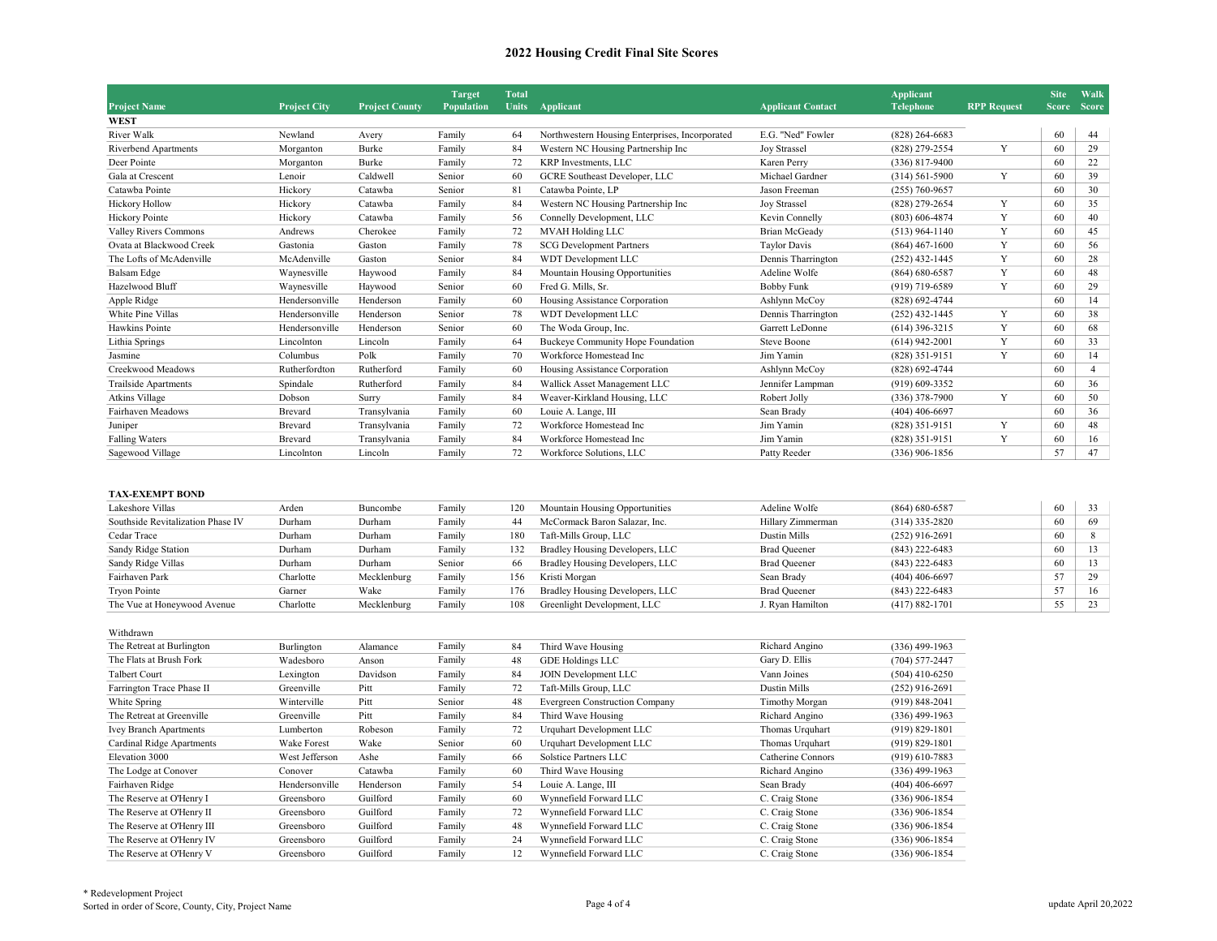# 2022 Housing Credit Final Site Scores

| Project Name | Project City | Project County | Target Population | Total Units | Applicant | Applicant Contact | Applicant Telephone | RPP Request | Site Score | Walk Score |
|---|---|---|---|---|---|---|---|---|---|---|
| **WEST** | | | | | | | | | | |
| River Walk | Newland | Avery | Family | 64 | Northwestern Housing Enterprises, Incorporated | E.G. "Ned" Fowler | (828) 264-6683 | | 60 | 44 |
| Riverbend Apartments | Morganton | Burke | Family | 84 | Western NC Housing Partnership Inc | Joy Strassel | (828) 279-2554 | Y | 60 | 29 |
| Deer Pointe | Morganton | Burke | Family | 72 | KRP Investments, LLC | Karen Perry | (336) 817-9400 | | 60 | 22 |
| Gala at Crescent | Lenoir | Caldwell | Senior | 60 | GCRE Southeast Developer, LLC | Michael Gardner | (314) 561-5900 | Y | 60 | 39 |
| Catawba Pointe | Hickory | Catawba | Senior | 81 | Catawba Pointe, LP | Jason Freeman | (255) 760-9657 | | 60 | 30 |
| Hickory Hollow | Hickory | Catawba | Family | 84 | Western NC Housing Partnership Inc | Joy Strassel | (828) 279-2654 | Y | 60 | 35 |
| Hickory Pointe | Hickory | Catawba | Family | 56 | Connelly Development, LLC | Kevin Connelly | (803) 606-4874 | Y | 60 | 40 |
| Valley Rivers Commons | Andrews | Cherokee | Family | 72 | MVAH Holding LLC | Brian McGeady | (513) 964-1140 | Y | 60 | 45 |
| Ovata at Blackwood Creek | Gastonia | Gaston | Family | 78 | SCG Development Partners | Taylor Davis | (864) 467-1600 | Y | 60 | 56 |
| The Lofts of McAdenville | McAdenville | Gaston | Senior | 84 | WDT Development LLC | Dennis Tharrington | (252) 432-1445 | Y | 60 | 28 |
| Balsam Edge | Waynesville | Haywood | Family | 84 | Mountain Housing Opportunities | Adeline Wolfe | (864) 680-6587 | Y | 60 | 48 |
| Hazelwood Bluff | Waynesville | Haywood | Senior | 60 | Fred G. Mills, Sr. | Bobby Funk | (919) 719-6589 | Y | 60 | 29 |
| Apple Ridge | Hendersonville | Henderson | Family | 60 | Housing Assistance Corporation | Ashlynn McCoy | (828) 692-4744 | | 60 | 14 |
| White Pine Villas | Hendersonville | Henderson | Senior | 78 | WDT Development LLC | Dennis Tharrington | (252) 432-1445 | Y | 60 | 38 |
| Hawkins Pointe | Hendersonville | Henderson | Senior | 60 | The Woda Group, Inc. | Garrett LeDonne | (614) 396-3215 | Y | 60 | 68 |
| Lithia Springs | Lincolnton | Lincoln | Family | 64 | Buckeye Community Hope Foundation | Steve Boone | (614) 942-2001 | Y | 60 | 33 |
| Jasmine | Columbus | Polk | Family | 70 | Workforce Homestead Inc | Jim Yamin | (828) 351-9151 | Y | 60 | 14 |
| Creekwood Meadows | Rutherfordton | Rutherford | Family | 60 | Housing Assistance Corporation | Ashlynn McCoy | (828) 692-4744 | | 60 | 4 |
| Trailside Apartments | Spindale | Rutherford | Family | 84 | Wallick Asset Management LLC | Jennifer Lampman | (919) 609-3352 | | 60 | 36 |
| Atkins Village | Dobson | Surry | Family | 84 | Weaver-Kirkland Housing, LLC | Robert Jolly | (336) 378-7900 | Y | 60 | 50 |
| Fairhaven Meadows | Brevard | Transylvania | Family | 60 | Louie A. Lange, III | Sean Brady | (404) 406-6697 | | 60 | 36 |
| Juniper | Brevard | Transylvania | Family | 72 | Workforce Homestead Inc | Jim Yamin | (828) 351-9151 | Y | 60 | 48 |
| Falling Waters | Brevard | Transylvania | Family | 84 | Workforce Homestead Inc | Jim Yamin | (828) 351-9151 | Y | 60 | 16 |
| Sagewood Village | Lincolnton | Lincoln | Family | 72 | Workforce Solutions, LLC | Patty Reeder | (336) 906-1856 | | 57 | 47 |

| Project Name | Project City | Project County | Target Population | Total Units | Applicant | Applicant Contact | Applicant Telephone | RPP Request | Site Score | Walk Score |
|---|---|---|---|---|---|---|---|---|---|---|
| **TAX-EXEMPT BOND** | | | | | | | | | | |
| Lakeshore Villas | Arden | Buncombe | Family | 120 | Mountain Housing Opportunities | Adeline Wolfe | (864) 680-6587 | | 60 | 33 |
| Southside Revitalization Phase IV | Durham | Durham | Family | 44 | McCormack Baron Salazar, Inc. | Hillary Zimmerman | (314) 335-2820 | | 60 | 69 |
| Cedar Trace | Durham | Durham | Family | 180 | Taft-Mills Group, LLC | Dustin Mills | (252) 916-2691 | | 60 | 8 |
| Sandy Ridge Station | Durham | Durham | Family | 132 | Bradley Housing Developers, LLC | Brad Queener | (843) 222-6483 | | 60 | 13 |
| Sandy Ridge Villas | Durham | Durham | Senior | 66 | Bradley Housing Developers, LLC | Brad Queener | (843) 222-6483 | | 60 | 13 |
| Fairhaven Park | Charlotte | Mecklenburg | Family | 156 | Kristi Morgan | Sean Brady | (404) 406-6697 | | 57 | 29 |
| Tryon Pointe | Garner | Wake | Family | 176 | Bradley Housing Developers, LLC | Brad Queener | (843) 222-6483 | | 57 | 16 |
| The Vue at Honeywood Avenue | Charlotte | Mecklenburg | Family | 108 | Greenlight Development, LLC | J. Ryan Hamilton | (417) 882-1701 | | 55 | 23 |

| Project Name | Project City | Project County | Target Population | Total Units | Applicant | Applicant Contact | Applicant Telephone |
|---|---|---|---|---|---|---|---|
| Withdrawn | | | | | | | |
| The Retreat at Burlington | Burlington | Alamance | Family | 84 | Third Wave Housing | Richard Angino | (336) 499-1963 |
| The Flats at Brush Fork | Wadesboro | Anson | Family | 48 | GDE Holdings LLC | Gary D. Ellis | (704) 577-2447 |
| Talbert Court | Lexington | Davidson | Family | 84 | JOIN Development LLC | Vann Joines | (504) 410-6250 |
| Farrington Trace Phase II | Greenville | Pitt | Family | 72 | Taft-Mills Group, LLC | Dustin Mills | (252) 916-2691 |
| White Spring | Winterville | Pitt | Senior | 48 | Evergreen Construction Company | Timothy Morgan | (919) 848-2041 |
| The Retreat at Greenville | Greenville | Pitt | Family | 84 | Third Wave Housing | Richard Angino | (336) 499-1963 |
| Ivey Branch Apartments | Lumberton | Robeson | Family | 72 | Urquhart Development LLC | Thomas Urquhart | (919) 829-1801 |
| Cardinal Ridge Apartments | Wake Forest | Wake | Senior | 60 | Urquhart Development LLC | Thomas Urquhart | (919) 829-1801 |
| Elevation 3000 | West Jefferson | Ashe | Family | 66 | Solstice Partners LLC | Catherine Connors | (919) 610-7883 |
| The Lodge at Conover | Conover | Catawba | Family | 60 | Third Wave Housing | Richard Angino | (336) 499-1963 |
| Fairhaven Ridge | Hendersonville | Henderson | Family | 54 | Louie A. Lange, III | Sean Brady | (404) 406-6697 |
| The Reserve at O'Henry I | Greensboro | Guilford | Family | 60 | Wynnefield Forward LLC | C. Craig Stone | (336) 906-1854 |
| The Reserve at O'Henry II | Greensboro | Guilford | Family | 72 | Wynnefield Forward LLC | C. Craig Stone | (336) 906-1854 |
| The Reserve at O'Henry III | Greensboro | Guilford | Family | 48 | Wynnefield Forward LLC | C. Craig Stone | (336) 906-1854 |
| The Reserve at O'Henry IV | Greensboro | Guilford | Family | 24 | Wynnefield Forward LLC | C. Craig Stone | (336) 906-1854 |
| The Reserve at O'Henry V | Greensboro | Guilford | Family | 12 | Wynnefield Forward LLC | C. Craig Stone | (336) 906-1854 |

\* Redevelopment Project

Sorted in order of Score, County, City, Project Name

update April 20,2022